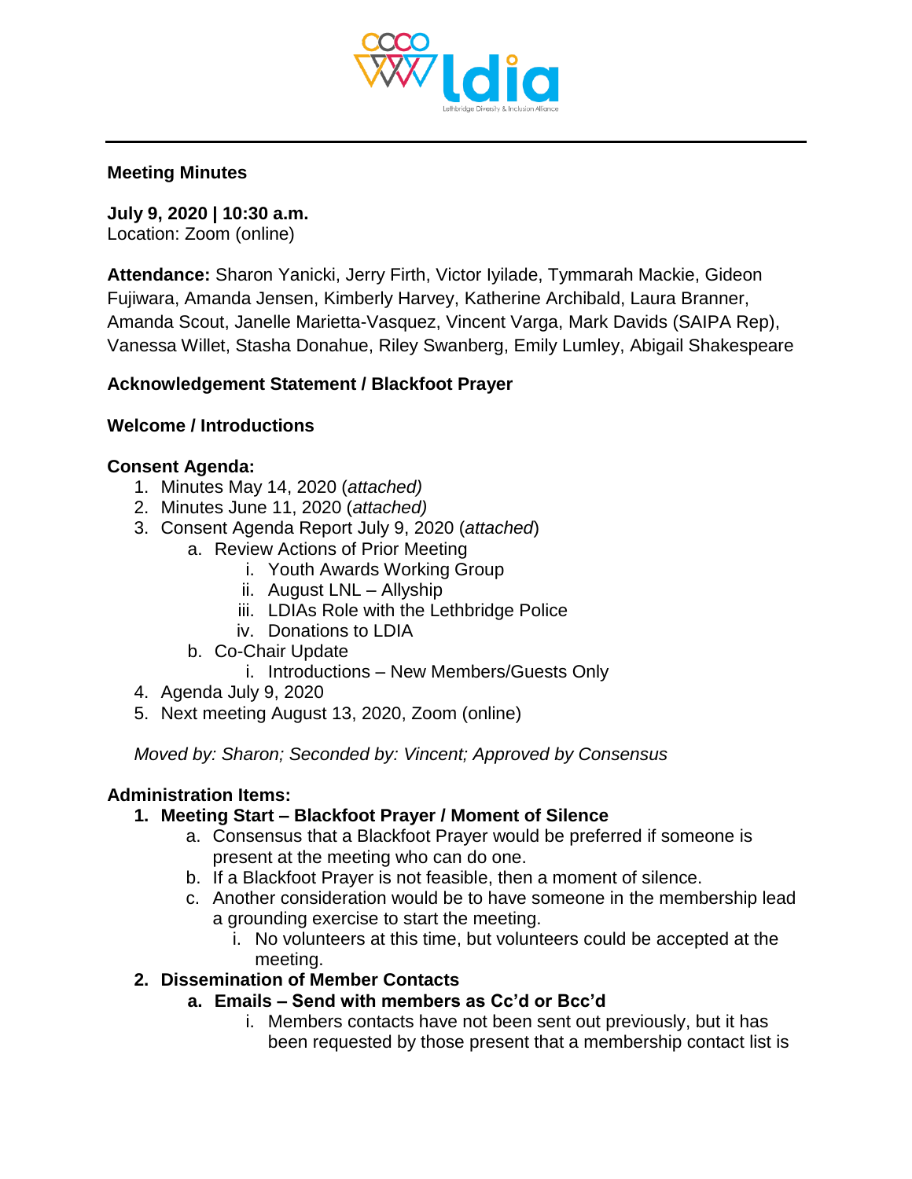**Meeting Minutes**

**July 9, 2020 | 10:30 a.m.**
Location: Zoom (online)

**Attendance:** Sharon Yanicki, Jerry Firth, Victor Iyilade, Tymmarah Mackie, Gideon Fujiwara, Amanda Jensen, Kimberly Harvey, Katherine Archibald, Laura Branner, Amanda Scout, Janelle Marietta-Vasquez, Vincent Varga, Mark Davids (SAIPA Rep), Vanessa Willet, Stasha Donahue, Riley Swanberg, Emily Lumley, Abigail Shakespeare

**Acknowledgement Statement / Blackfoot Prayer**

**Welcome / Introductions**

**Consent Agenda:**

1. Minutes May 14, 2020 (*attached)*
2. Minutes June 11, 2020 (*attached)*
3. Consent Agenda Report July 9, 2020 (*attached*)
   a. Review Actions of Prior Meeting
      i. Youth Awards Working Group
      ii. August LNL – Allyship
      iii. LDIAs Role with the Lethbridge Police
      iv. Donations to LDIA
   b. Co-Chair Update
      i. Introductions – New Members/Guests Only
4. Agenda July 9, 2020
5. Next meeting August 13, 2020, Zoom (online)

*Moved by: Sharon; Seconded by: Vincent; Approved by Consensus*

**Administration Items:**

1. **Meeting Start – Blackfoot Prayer / Moment of Silence**
   a. Consensus that a Blackfoot Prayer would be preferred if someone is present at the meeting who can do one.
   b. If a Blackfoot Prayer is not feasible, then a moment of silence.
   c. Another consideration would be to have someone in the membership lead a grounding exercise to start the meeting.
      i. No volunteers at this time, but volunteers could be accepted at the meeting.
2. **Dissemination of Member Contacts**
   a. **Emails – Send with members as Cc'd or Bcc'd**
      i. Members contacts have not been sent out previously, but it has been requested by those present that a membership contact list is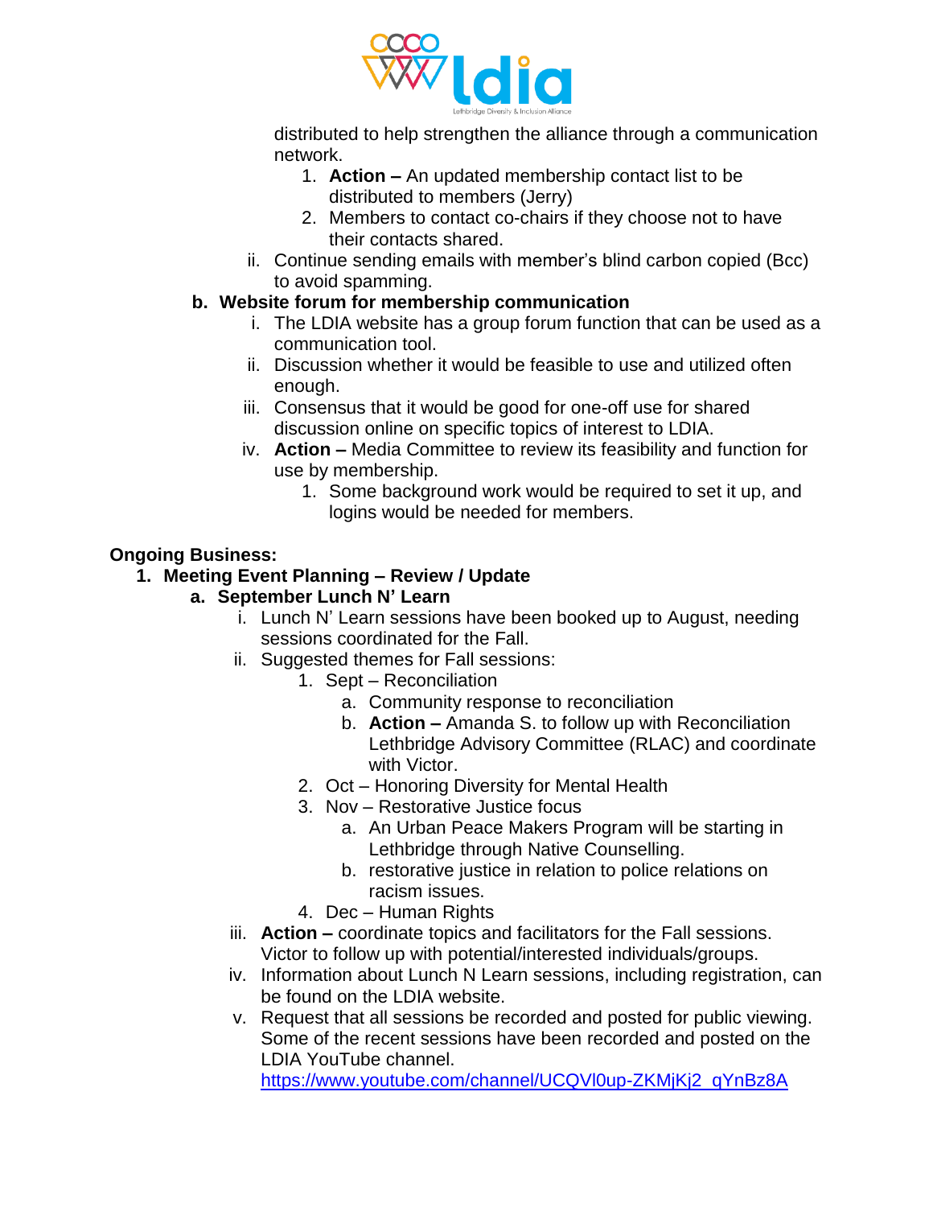distributed to help strengthen the alliance through a communication network.

1. **Action –** An updated membership contact list to be distributed to members (Jerry)
2. Members to contact co-chairs if they choose not to have their contacts shared.

ii. Continue sending emails with member's blind carbon copied (Bcc) to avoid spamming.

**b. Website forum for membership communication**

i. The LDIA website has a group forum function that can be used as a communication tool.

ii. Discussion whether it would be feasible to use and utilized often enough.

iii. Consensus that it would be good for one-off use for shared discussion online on specific topics of interest to LDIA.

iv. **Action –** Media Committee to review its feasibility and function for use by membership.

1. Some background work would be required to set it up, and logins would be needed for members.

**Ongoing Business:**

**1. Meeting Event Planning – Review / Update**

**a. September Lunch N' Learn**

i. Lunch N' Learn sessions have been booked up to August, needing sessions coordinated for the Fall.

ii. Suggested themes for Fall sessions:

1. Sept – Reconciliation
   a. Community response to reconciliation
   b. **Action –** Amanda S. to follow up with Reconciliation Lethbridge Advisory Committee (RLAC) and coordinate with Victor.
2. Oct – Honoring Diversity for Mental Health
3. Nov – Restorative Justice focus
   a. An Urban Peace Makers Program will be starting in Lethbridge through Native Counselling.
   b. restorative justice in relation to police relations on racism issues.
4. Dec – Human Rights

iii. **Action –** coordinate topics and facilitators for the Fall sessions. Victor to follow up with potential/interested individuals/groups.

iv. Information about Lunch N Learn sessions, including registration, can be found on the LDIA website.

v. Request that all sessions be recorded and posted for public viewing. Some of the recent sessions have been recorded and posted on the LDIA YouTube channel. https://www.youtube.com/channel/UCQVl0up-ZKMjKj2_qYnBz8A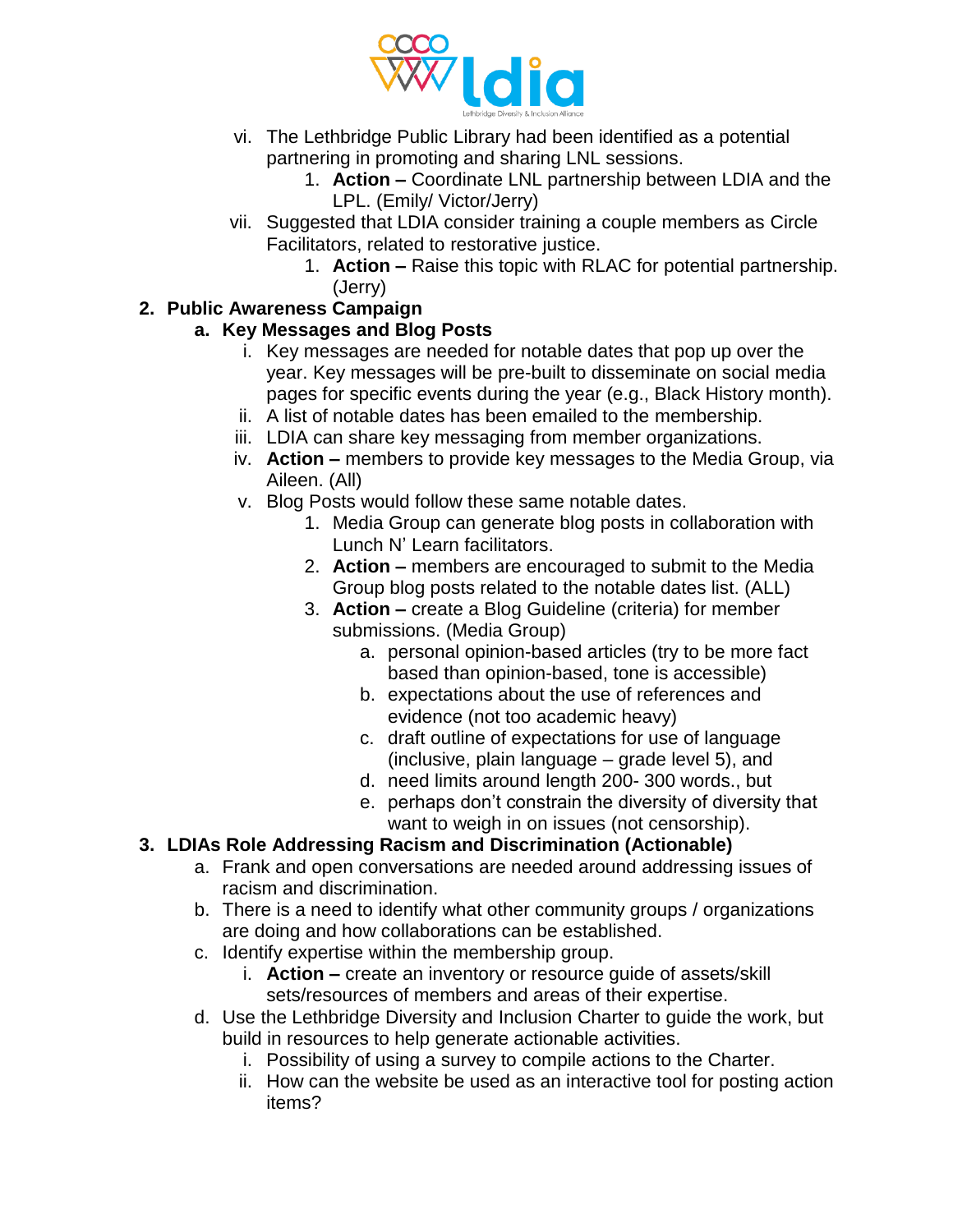vi. The Lethbridge Public Library had been identified as a potential partnering in promoting and sharing LNL sessions.
      1. **Action –** Coordinate LNL partnership between LDIA and the LPL. (Emily/ Victor/Jerry)
   vii. Suggested that LDIA consider training a couple members as Circle Facilitators, related to restorative justice.
      1. **Action –** Raise this topic with RLAC for potential partnership. (Jerry)

2. **Public Awareness Campaign**
   a. **Key Messages and Blog Posts**
      i. Key messages are needed for notable dates that pop up over the year. Key messages will be pre-built to disseminate on social media pages for specific events during the year (e.g., Black History month).
      ii. A list of notable dates has been emailed to the membership.
      iii. LDIA can share key messaging from member organizations.
      iv. **Action –** members to provide key messages to the Media Group, via Aileen. (All)
      v. Blog Posts would follow these same notable dates.
         1. Media Group can generate blog posts in collaboration with Lunch N' Learn facilitators.
         2. **Action –** members are encouraged to submit to the Media Group blog posts related to the notable dates list. (ALL)
         3. **Action –** create a Blog Guideline (criteria) for member submissions. (Media Group)
            a. personal opinion-based articles (try to be more fact based than opinion-based, tone is accessible)
            b. expectations about the use of references and evidence (not too academic heavy)
            c. draft outline of expectations for use of language (inclusive, plain language – grade level 5), and
            d. need limits around length 200- 300 words., but
            e. perhaps don't constrain the diversity of diversity that want to weigh in on issues (not censorship).

3. **LDIAs Role Addressing Racism and Discrimination (Actionable)**
   a. Frank and open conversations are needed around addressing issues of racism and discrimination.
   b. There is a need to identify what other community groups / organizations are doing and how collaborations can be established.
   c. Identify expertise within the membership group.
      i. **Action –** create an inventory or resource guide of assets/skill sets/resources of members and areas of their expertise.
   d. Use the Lethbridge Diversity and Inclusion Charter to guide the work, but build in resources to help generate actionable activities.
      i. Possibility of using a survey to compile actions to the Charter.
      ii. How can the website be used as an interactive tool for posting action items?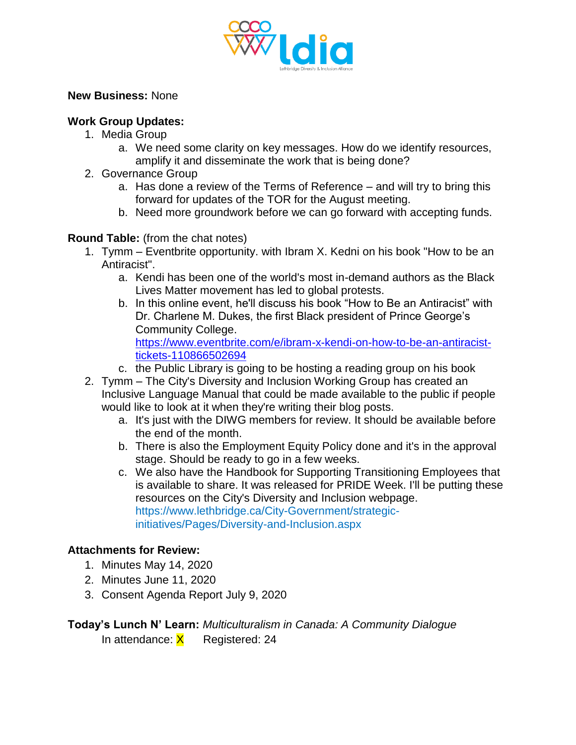**New Business:** None

**Work Group Updates:**

1. Media Group
   a. We need some clarity on key messages. How do we identify resources, amplify it and disseminate the work that is being done?
2. Governance Group
   a. Has done a review of the Terms of Reference – and will try to bring this forward for updates of the TOR for the August meeting.
   b. Need more groundwork before we can go forward with accepting funds.

**Round Table:** (from the chat notes)

1. Tymm – Eventbrite opportunity. with Ibram X. Kedni on his book "How to be an Antiracist".
   a. Kendi has been one of the world's most in-demand authors as the Black Lives Matter movement has led to global protests.
   b. In this online event, he'll discuss his book "How to Be an Antiracist" with Dr. Charlene M. Dukes, the first Black president of Prince George's Community College. https://www.eventbrite.com/e/ibram-x-kendi-on-how-to-be-an-antiracist-tickets-110866502694
   c. the Public Library is going to be hosting a reading group on his book
2. Tymm – The City's Diversity and Inclusion Working Group has created an Inclusive Language Manual that could be made available to the public if people would like to look at it when they're writing their blog posts.
   a. It's just with the DIWG members for review. It should be available before the end of the month.
   b. There is also the Employment Equity Policy done and it's in the approval stage. Should be ready to go in a few weeks.
   c. We also have the Handbook for Supporting Transitioning Employees that is available to share. It was released for PRIDE Week. I'll be putting these resources on the City's Diversity and Inclusion webpage. https://www.lethbridge.ca/City-Government/strategic-initiatives/Pages/Diversity-and-Inclusion.aspx

**Attachments for Review:**

1. Minutes May 14, 2020
2. Minutes June 11, 2020
3. Consent Agenda Report July 9, 2020

**Today's Lunch N' Learn:** *Multiculturalism in Canada: A Community Dialogue*

In attendance: X Registered: 24